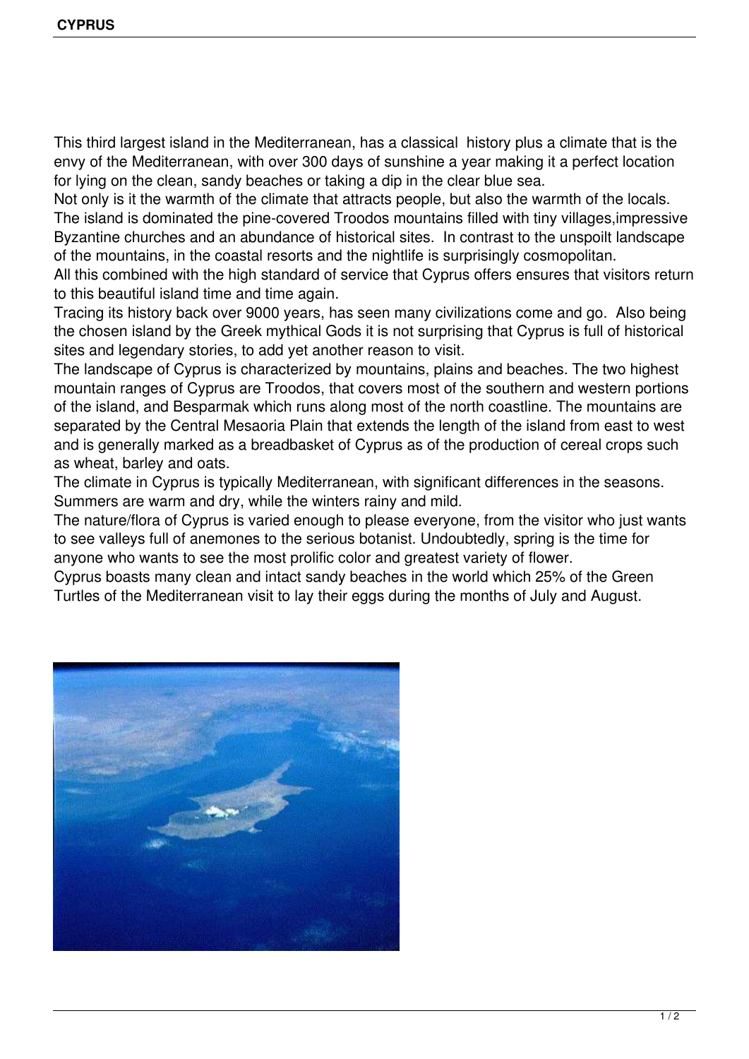This third largest island in the Mediterranean, has a classical history plus a climate that is the envy of the Mediterranean, with over 300 days of sunshine a year making it a perfect location for lying on the clean, sandy beaches or taking a dip in the clear blue sea.

Not only is it the warmth of the climate that attracts people, but also the warmth of the locals. The island is dominated the pine-covered Troodos mountains filled with tiny villages,impressive Byzantine churches and an abundance of historical sites. In contrast to the unspoilt landscape of the mountains, in the coastal resorts and the nightlife is surprisingly cosmopolitan.

All this combined with the high standard of service that Cyprus offers ensures that visitors return to this beautiful island time and time again.

Tracing its history back over 9000 years, has seen many civilizations come and go. Also being the chosen island by the Greek mythical Gods it is not surprising that Cyprus is full of historical sites and legendary stories, to add yet another reason to visit.

The landscape of Cyprus is characterized by mountains, plains and beaches. The two highest mountain ranges of Cyprus are Troodos, that covers most of the southern and western portions of the island, and Besparmak which runs along most of the north coastline. The mountains are separated by the Central Mesaoria Plain that extends the length of the island from east to west and is generally marked as a breadbasket of Cyprus as of the production of cereal crops such as wheat, barley and oats.

The climate in Cyprus is typically Mediterranean, with significant differences in the seasons. Summers are warm and dry, while the winters rainy and mild.

The nature/flora of Cyprus is varied enough to please everyone, from the visitor who just wants to see valleys full of anemones to the serious botanist. Undoubtedly, spring is the time for anyone who wants to see the most prolific color and greatest variety of flower.

Cyprus boasts many clean and intact sandy beaches in the world which 25% of the Green Turtles of the Mediterranean visit to lay their eggs during the months of July and August.